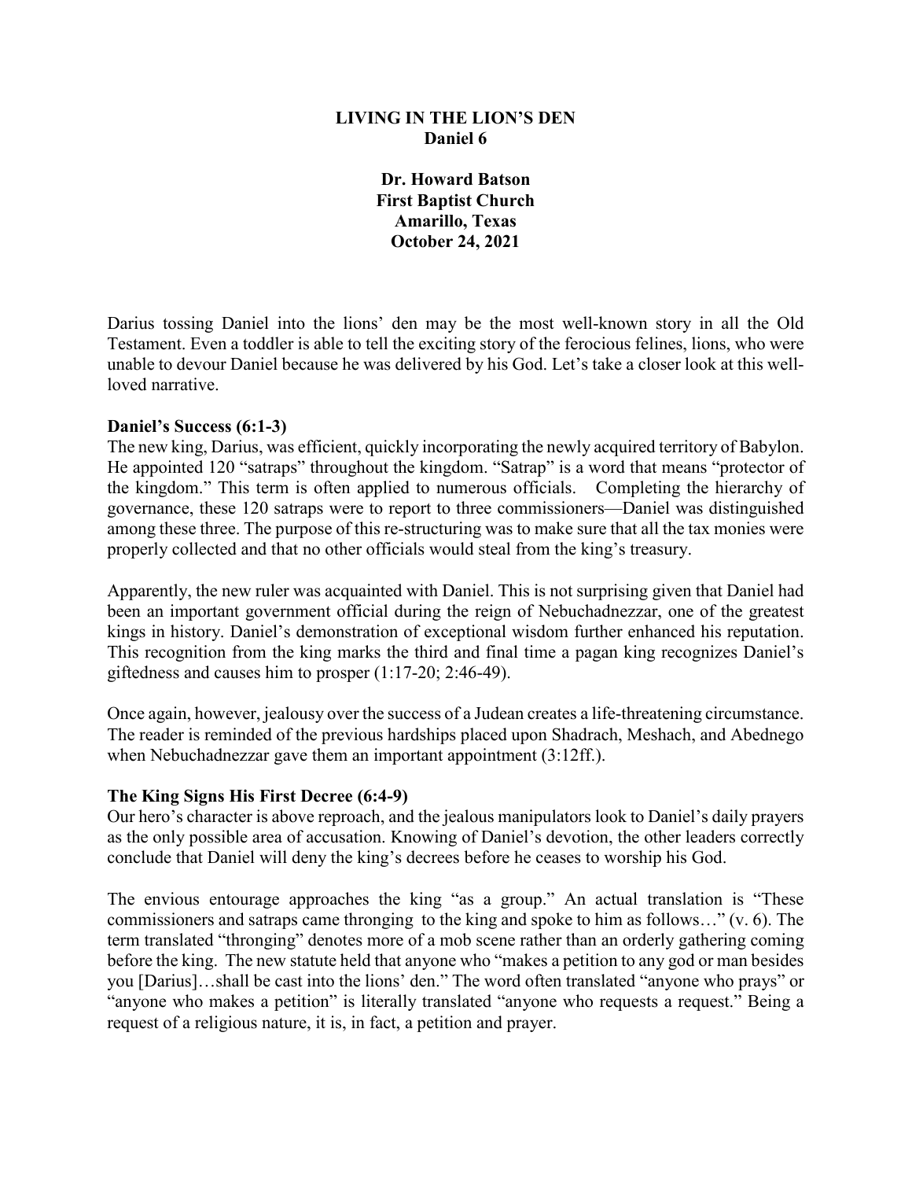# LIVING IN THE LION'S DEN
## Daniel 6

**Dr. Howard Batson**
**First Baptist Church**
**Amarillo, Texas**
**October 24, 2021**

Darius tossing Daniel into the lions' den may be the most well-known story in all the Old Testament. Even a toddler is able to tell the exciting story of the ferocious felines, lions, who were unable to devour Daniel because he was delivered by his God. Let's take a closer look at this well-loved narrative.

**Daniel's Success (6:1-3)**

The new king, Darius, was efficient, quickly incorporating the newly acquired territory of Babylon. He appointed 120 "satraps" throughout the kingdom. "Satrap" is a word that means "protector of the kingdom." This term is often applied to numerous officials. Completing the hierarchy of governance, these 120 satraps were to report to three commissioners—Daniel was distinguished among these three. The purpose of this re-structuring was to make sure that all the tax monies were properly collected and that no other officials would steal from the king's treasury.

Apparently, the new ruler was acquainted with Daniel. This is not surprising given that Daniel had been an important government official during the reign of Nebuchadnezzar, one of the greatest kings in history. Daniel's demonstration of exceptional wisdom further enhanced his reputation. This recognition from the king marks the third and final time a pagan king recognizes Daniel's giftedness and causes him to prosper (1:17-20; 2:46-49).

Once again, however, jealousy over the success of a Judean creates a life-threatening circumstance. The reader is reminded of the previous hardships placed upon Shadrach, Meshach, and Abednego when Nebuchadnezzar gave them an important appointment (3:12ff.).

**The King Signs His First Decree (6:4-9)**

Our hero's character is above reproach, and the jealous manipulators look to Daniel's daily prayers as the only possible area of accusation. Knowing of Daniel's devotion, the other leaders correctly conclude that Daniel will deny the king's decrees before he ceases to worship his God.

The envious entourage approaches the king "as a group." An actual translation is "These commissioners and satraps came thronging to the king and spoke to him as follows…" (v. 6). The term translated "thronging" denotes more of a mob scene rather than an orderly gathering coming before the king. The new statute held that anyone who "makes a petition to any god or man besides you [Darius]…shall be cast into the lions' den." The word often translated "anyone who prays" or "anyone who makes a petition" is literally translated "anyone who requests a request." Being a request of a religious nature, it is, in fact, a petition and prayer.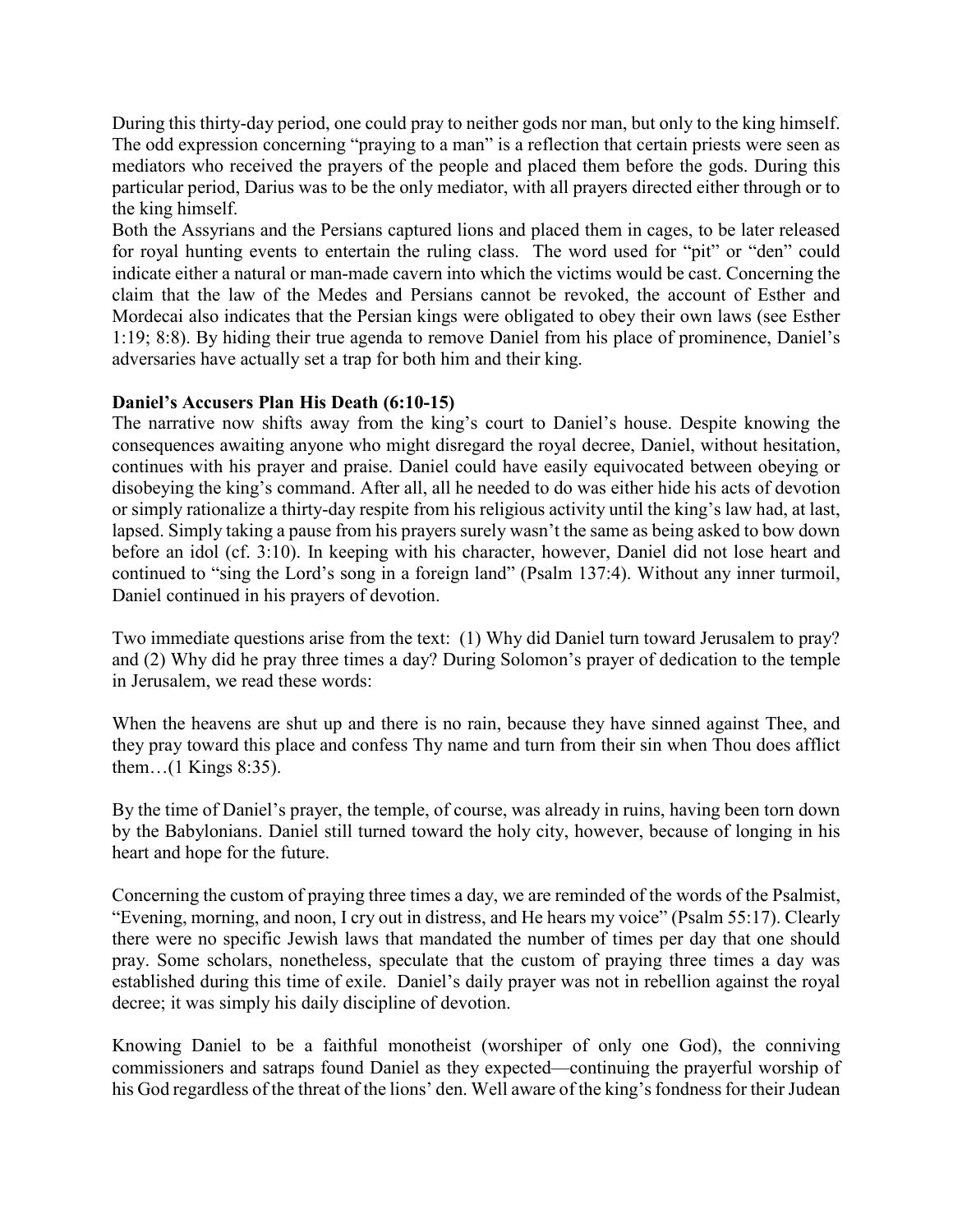During this thirty-day period, one could pray to neither gods nor man, but only to the king himself. The odd expression concerning "praying to a man" is a reflection that certain priests were seen as mediators who received the prayers of the people and placed them before the gods. During this particular period, Darius was to be the only mediator, with all prayers directed either through or to the king himself.

Both the Assyrians and the Persians captured lions and placed them in cages, to be later released for royal hunting events to entertain the ruling class. The word used for "pit" or "den" could indicate either a natural or man-made cavern into which the victims would be cast. Concerning the claim that the law of the Medes and Persians cannot be revoked, the account of Esther and Mordecai also indicates that the Persian kings were obligated to obey their own laws (see Esther 1:19; 8:8). By hiding their true agenda to remove Daniel from his place of prominence, Daniel's adversaries have actually set a trap for both him and their king.

**Daniel's Accusers Plan His Death (6:10-15)**

The narrative now shifts away from the king's court to Daniel's house. Despite knowing the consequences awaiting anyone who might disregard the royal decree, Daniel, without hesitation, continues with his prayer and praise. Daniel could have easily equivocated between obeying or disobeying the king's command. After all, all he needed to do was either hide his acts of devotion or simply rationalize a thirty-day respite from his religious activity until the king's law had, at last, lapsed. Simply taking a pause from his prayers surely wasn't the same as being asked to bow down before an idol (cf. 3:10). In keeping with his character, however, Daniel did not lose heart and continued to "sing the Lord's song in a foreign land" (Psalm 137:4). Without any inner turmoil, Daniel continued in his prayers of devotion.

Two immediate questions arise from the text: (1) Why did Daniel turn toward Jerusalem to pray? and (2) Why did he pray three times a day? During Solomon's prayer of dedication to the temple in Jerusalem, we read these words:

When the heavens are shut up and there is no rain, because they have sinned against Thee, and they pray toward this place and confess Thy name and turn from their sin when Thou does afflict them…(1 Kings 8:35).

By the time of Daniel's prayer, the temple, of course, was already in ruins, having been torn down by the Babylonians. Daniel still turned toward the holy city, however, because of longing in his heart and hope for the future.

Concerning the custom of praying three times a day, we are reminded of the words of the Psalmist, "Evening, morning, and noon, I cry out in distress, and He hears my voice" (Psalm 55:17). Clearly there were no specific Jewish laws that mandated the number of times per day that one should pray. Some scholars, nonetheless, speculate that the custom of praying three times a day was established during this time of exile. Daniel's daily prayer was not in rebellion against the royal decree; it was simply his daily discipline of devotion.

Knowing Daniel to be a faithful monotheist (worshiper of only one God), the conniving commissioners and satraps found Daniel as they expected—continuing the prayerful worship of his God regardless of the threat of the lions' den. Well aware of the king's fondness for their Judean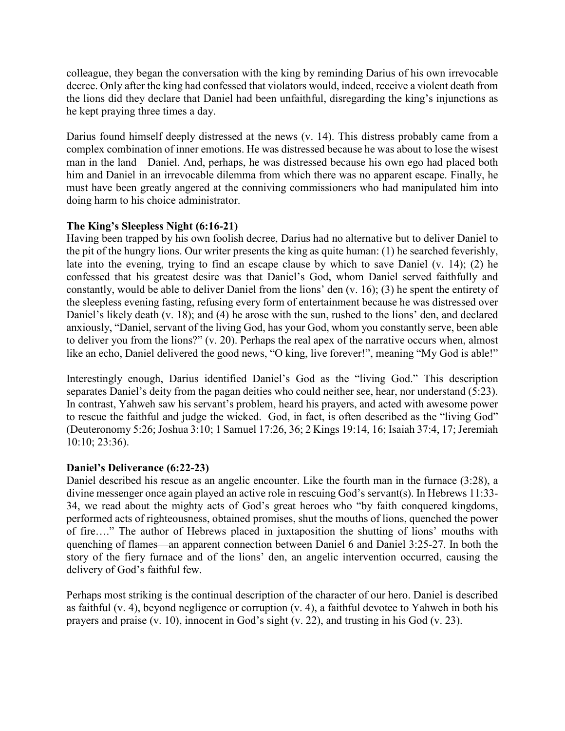colleague, they began the conversation with the king by reminding Darius of his own irrevocable decree. Only after the king had confessed that violators would, indeed, receive a violent death from the lions did they declare that Daniel had been unfaithful, disregarding the king's injunctions as he kept praying three times a day.

Darius found himself deeply distressed at the news (v. 14). This distress probably came from a complex combination of inner emotions. He was distressed because he was about to lose the wisest man in the land—Daniel. And, perhaps, he was distressed because his own ego had placed both him and Daniel in an irrevocable dilemma from which there was no apparent escape. Finally, he must have been greatly angered at the conniving commissioners who had manipulated him into doing harm to his choice administrator.

**The King's Sleepless Night (6:16-21)**

Having been trapped by his own foolish decree, Darius had no alternative but to deliver Daniel to the pit of the hungry lions. Our writer presents the king as quite human: (1) he searched feverishly, late into the evening, trying to find an escape clause by which to save Daniel (v. 14); (2) he confessed that his greatest desire was that Daniel's God, whom Daniel served faithfully and constantly, would be able to deliver Daniel from the lions' den (v. 16); (3) he spent the entirety of the sleepless evening fasting, refusing every form of entertainment because he was distressed over Daniel's likely death (v. 18); and (4) he arose with the sun, rushed to the lions' den, and declared anxiously, "Daniel, servant of the living God, has your God, whom you constantly serve, been able to deliver you from the lions?" (v. 20). Perhaps the real apex of the narrative occurs when, almost like an echo, Daniel delivered the good news, "O king, live forever!", meaning "My God is able!"

Interestingly enough, Darius identified Daniel's God as the "living God." This description separates Daniel's deity from the pagan deities who could neither see, hear, nor understand (5:23). In contrast, Yahweh saw his servant's problem, heard his prayers, and acted with awesome power to rescue the faithful and judge the wicked. God, in fact, is often described as the "living God" (Deuteronomy 5:26; Joshua 3:10; 1 Samuel 17:26, 36; 2 Kings 19:14, 16; Isaiah 37:4, 17; Jeremiah 10:10; 23:36).

**Daniel's Deliverance (6:22-23)**

Daniel described his rescue as an angelic encounter. Like the fourth man in the furnace (3:28), a divine messenger once again played an active role in rescuing God's servant(s). In Hebrews 11:33-34, we read about the mighty acts of God's great heroes who "by faith conquered kingdoms, performed acts of righteousness, obtained promises, shut the mouths of lions, quenched the power of fire…." The author of Hebrews placed in juxtaposition the shutting of lions' mouths with quenching of flames—an apparent connection between Daniel 6 and Daniel 3:25-27. In both the story of the fiery furnace and of the lions' den, an angelic intervention occurred, causing the delivery of God's faithful few.

Perhaps most striking is the continual description of the character of our hero. Daniel is described as faithful (v. 4), beyond negligence or corruption (v. 4), a faithful devotee to Yahweh in both his prayers and praise (v. 10), innocent in God's sight (v. 22), and trusting in his God (v. 23).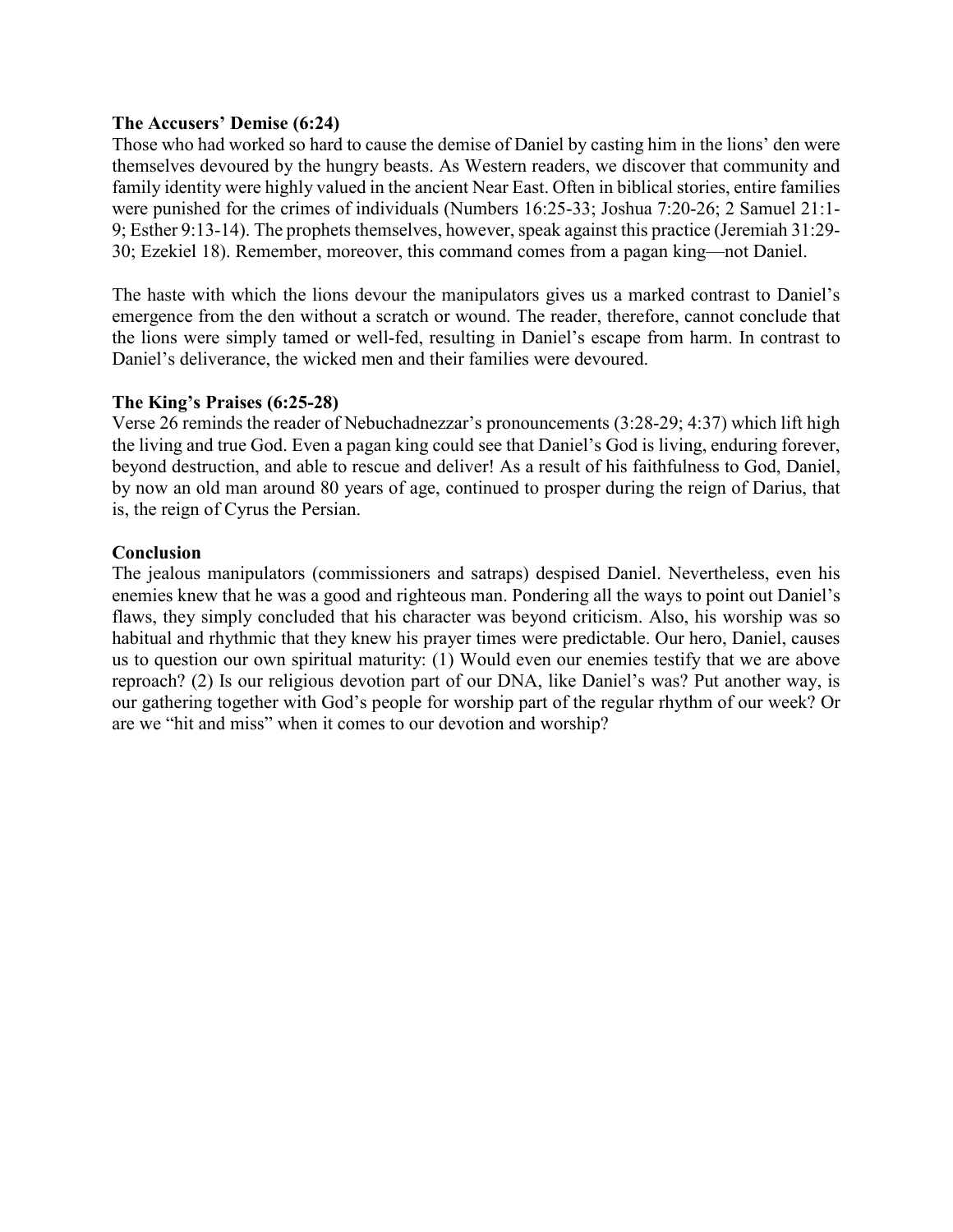**The Accusers' Demise (6:24)**

Those who had worked so hard to cause the demise of Daniel by casting him in the lions' den were themselves devoured by the hungry beasts. As Western readers, we discover that community and family identity were highly valued in the ancient Near East. Often in biblical stories, entire families were punished for the crimes of individuals (Numbers 16:25-33; Joshua 7:20-26; 2 Samuel 21:1-9; Esther 9:13-14). The prophets themselves, however, speak against this practice (Jeremiah 31:29-30; Ezekiel 18). Remember, moreover, this command comes from a pagan king—not Daniel.

The haste with which the lions devour the manipulators gives us a marked contrast to Daniel's emergence from the den without a scratch or wound. The reader, therefore, cannot conclude that the lions were simply tamed or well-fed, resulting in Daniel's escape from harm. In contrast to Daniel's deliverance, the wicked men and their families were devoured.

**The King's Praises (6:25-28)**

Verse 26 reminds the reader of Nebuchadnezzar's pronouncements (3:28-29; 4:37) which lift high the living and true God. Even a pagan king could see that Daniel's God is living, enduring forever, beyond destruction, and able to rescue and deliver! As a result of his faithfulness to God, Daniel, by now an old man around 80 years of age, continued to prosper during the reign of Darius, that is, the reign of Cyrus the Persian.

**Conclusion**

The jealous manipulators (commissioners and satraps) despised Daniel. Nevertheless, even his enemies knew that he was a good and righteous man. Pondering all the ways to point out Daniel's flaws, they simply concluded that his character was beyond criticism. Also, his worship was so habitual and rhythmic that they knew his prayer times were predictable. Our hero, Daniel, causes us to question our own spiritual maturity: (1) Would even our enemies testify that we are above reproach? (2) Is our religious devotion part of our DNA, like Daniel's was? Put another way, is our gathering together with God's people for worship part of the regular rhythm of our week? Or are we "hit and miss" when it comes to our devotion and worship?